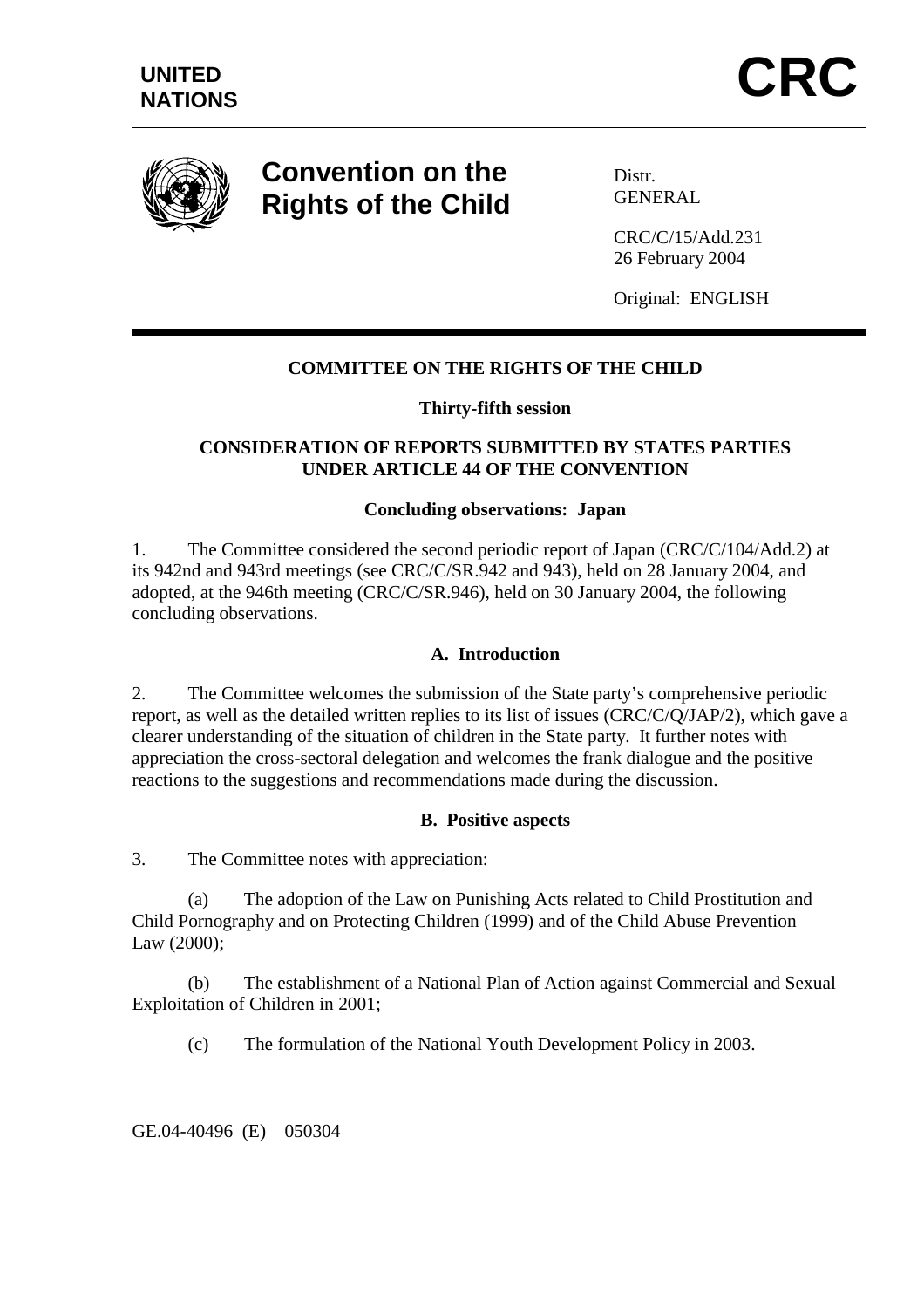UNITED NATIONS

# CRC

**Convention on the Rights of the Child**

Distr.
GENERAL

CRC/C/15/Add.231
26 February 2004

Original: ENGLISH

---

**COMMITTEE ON THE RIGHTS OF THE CHILD**

**Thirty-fifth session**

**CONSIDERATION OF REPORTS SUBMITTED BY STATES PARTIES UNDER ARTICLE 44 OF THE CONVENTION**

**Concluding observations: Japan**

1. The Committee considered the second periodic report of Japan (CRC/C/104/Add.2) at its 942nd and 943rd meetings (see CRC/C/SR.942 and 943), held on 28 January 2004, and adopted, at the 946th meeting (CRC/C/SR.946), held on 30 January 2004, the following concluding observations.

## A. Introduction

2. The Committee welcomes the submission of the State party's comprehensive periodic report, as well as the detailed written replies to its list of issues (CRC/C/Q/JAP/2), which gave a clearer understanding of the situation of children in the State party. It further notes with appreciation the cross-sectoral delegation and welcomes the frank dialogue and the positive reactions to the suggestions and recommendations made during the discussion.

## B. Positive aspects

3. The Committee notes with appreciation:

(a) The adoption of the Law on Punishing Acts related to Child Prostitution and Child Pornography and on Protecting Children (1999) and of the Child Abuse Prevention Law (2000);

(b) The establishment of a National Plan of Action against Commercial and Sexual Exploitation of Children in 2001;

(c) The formulation of the National Youth Development Policy in 2003.

GE.04-40496 (E) 050304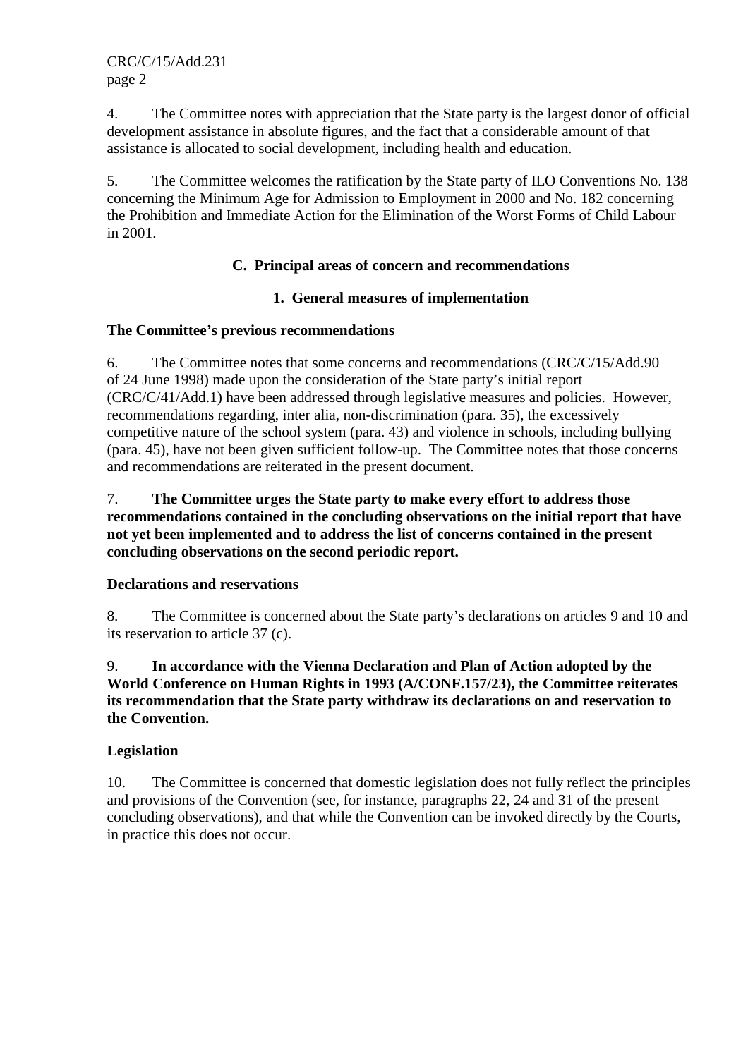4. The Committee notes with appreciation that the State party is the largest donor of official development assistance in absolute figures, and the fact that a considerable amount of that assistance is allocated to social development, including health and education.

5. The Committee welcomes the ratification by the State party of ILO Conventions No. 138 concerning the Minimum Age for Admission to Employment in 2000 and No. 182 concerning the Prohibition and Immediate Action for the Elimination of the Worst Forms of Child Labour in 2001.

## C. Principal areas of concern and recommendations

### 1. General measures of implementation

**The Committee's previous recommendations**

6. The Committee notes that some concerns and recommendations (CRC/C/15/Add.90 of 24 June 1998) made upon the consideration of the State party's initial report (CRC/C/41/Add.1) have been addressed through legislative measures and policies. However, recommendations regarding, inter alia, non-discrimination (para. 35), the excessively competitive nature of the school system (para. 43) and violence in schools, including bullying (para. 45), have not been given sufficient follow-up. The Committee notes that those concerns and recommendations are reiterated in the present document.

7. **The Committee urges the State party to make every effort to address those recommendations contained in the concluding observations on the initial report that have not yet been implemented and to address the list of concerns contained in the present concluding observations on the second periodic report.**

**Declarations and reservations**

8. The Committee is concerned about the State party's declarations on articles 9 and 10 and its reservation to article 37 (c).

9. **In accordance with the Vienna Declaration and Plan of Action adopted by the World Conference on Human Rights in 1993 (A/CONF.157/23), the Committee reiterates its recommendation that the State party withdraw its declarations on and reservation to the Convention.**

**Legislation**

10. The Committee is concerned that domestic legislation does not fully reflect the principles and provisions of the Convention (see, for instance, paragraphs 22, 24 and 31 of the present concluding observations), and that while the Convention can be invoked directly by the Courts, in practice this does not occur.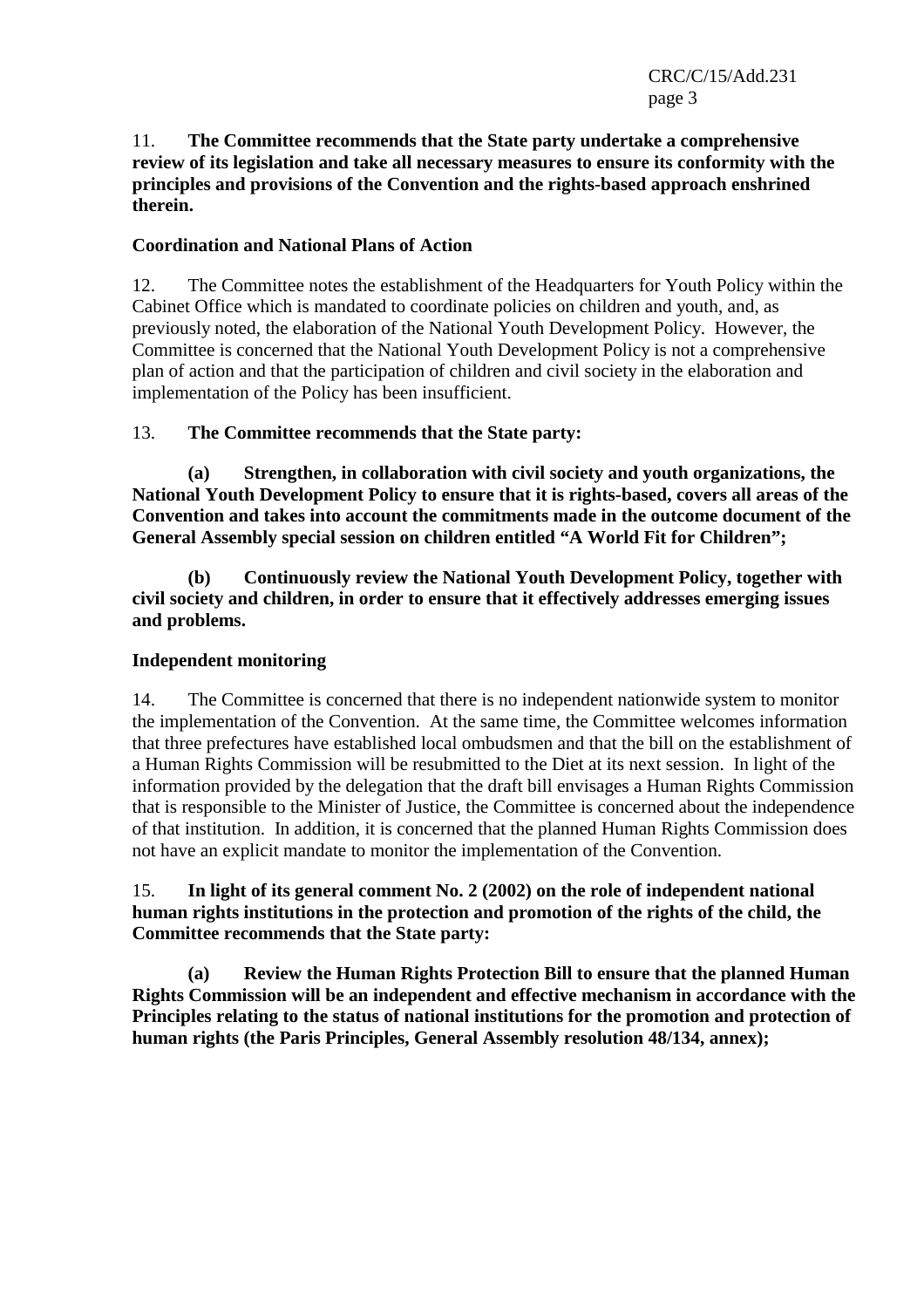11. **The Committee recommends that the State party undertake a comprehensive review of its legislation and take all necessary measures to ensure its conformity with the principles and provisions of the Convention and the rights-based approach enshrined therein.**

**Coordination and National Plans of Action**

12. The Committee notes the establishment of the Headquarters for Youth Policy within the Cabinet Office which is mandated to coordinate policies on children and youth, and, as previously noted, the elaboration of the National Youth Development Policy. However, the Committee is concerned that the National Youth Development Policy is not a comprehensive plan of action and that the participation of children and civil society in the elaboration and implementation of the Policy has been insufficient.

13. **The Committee recommends that the State party:**

**(a) Strengthen, in collaboration with civil society and youth organizations, the National Youth Development Policy to ensure that it is rights-based, covers all areas of the Convention and takes into account the commitments made in the outcome document of the General Assembly special session on children entitled "A World Fit for Children";**

**(b) Continuously review the National Youth Development Policy, together with civil society and children, in order to ensure that it effectively addresses emerging issues and problems.**

**Independent monitoring**

14. The Committee is concerned that there is no independent nationwide system to monitor the implementation of the Convention. At the same time, the Committee welcomes information that three prefectures have established local ombudsmen and that the bill on the establishment of a Human Rights Commission will be resubmitted to the Diet at its next session. In light of the information provided by the delegation that the draft bill envisages a Human Rights Commission that is responsible to the Minister of Justice, the Committee is concerned about the independence of that institution. In addition, it is concerned that the planned Human Rights Commission does not have an explicit mandate to monitor the implementation of the Convention.

15. **In light of its general comment No. 2 (2002) on the role of independent national human rights institutions in the protection and promotion of the rights of the child, the Committee recommends that the State party:**

**(a) Review the Human Rights Protection Bill to ensure that the planned Human Rights Commission will be an independent and effective mechanism in accordance with the Principles relating to the status of national institutions for the promotion and protection of human rights (the Paris Principles, General Assembly resolution 48/134, annex);**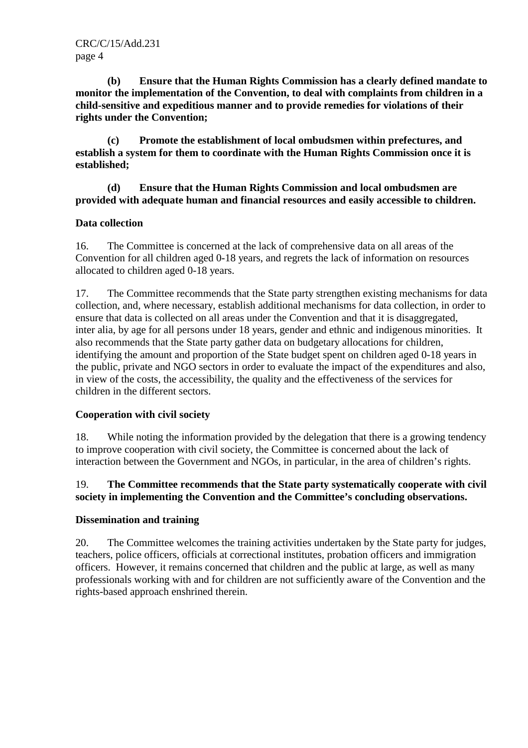**(b) Ensure that the Human Rights Commission has a clearly defined mandate to monitor the implementation of the Convention, to deal with complaints from children in a child-sensitive and expeditious manner and to provide remedies for violations of their rights under the Convention;**

**(c) Promote the establishment of local ombudsmen within prefectures, and establish a system for them to coordinate with the Human Rights Commission once it is established;**

**(d) Ensure that the Human Rights Commission and local ombudsmen are provided with adequate human and financial resources and easily accessible to children.**

**Data collection**

16. The Committee is concerned at the lack of comprehensive data on all areas of the Convention for all children aged 0-18 years, and regrets the lack of information on resources allocated to children aged 0-18 years.

17. The Committee recommends that the State party strengthen existing mechanisms for data collection, and, where necessary, establish additional mechanisms for data collection, in order to ensure that data is collected on all areas under the Convention and that it is disaggregated, inter alia, by age for all persons under 18 years, gender and ethnic and indigenous minorities. It also recommends that the State party gather data on budgetary allocations for children, identifying the amount and proportion of the State budget spent on children aged 0-18 years in the public, private and NGO sectors in order to evaluate the impact of the expenditures and also, in view of the costs, the accessibility, the quality and the effectiveness of the services for children in the different sectors.

**Cooperation with civil society**

18. While noting the information provided by the delegation that there is a growing tendency to improve cooperation with civil society, the Committee is concerned about the lack of interaction between the Government and NGOs, in particular, in the area of children's rights.

19. **The Committee recommends that the State party systematically cooperate with civil society in implementing the Convention and the Committee's concluding observations.**

**Dissemination and training**

20. The Committee welcomes the training activities undertaken by the State party for judges, teachers, police officers, officials at correctional institutes, probation officers and immigration officers. However, it remains concerned that children and the public at large, as well as many professionals working with and for children are not sufficiently aware of the Convention and the rights-based approach enshrined therein.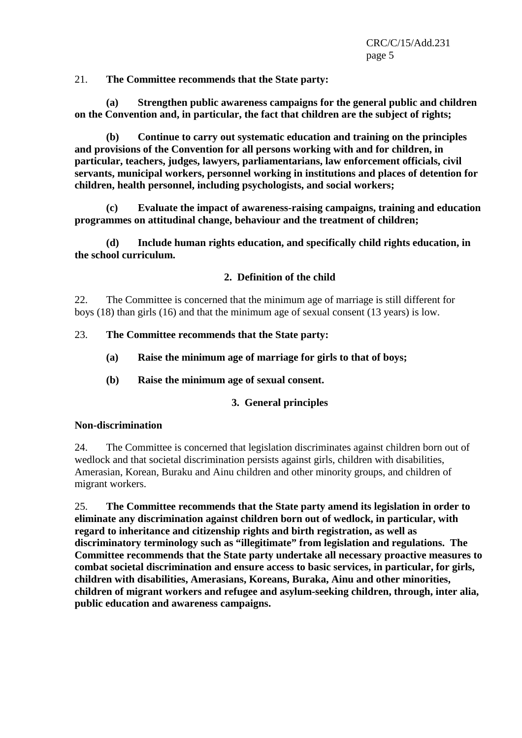21. **The Committee recommends that the State party:**

**(a) Strengthen public awareness campaigns for the general public and children on the Convention and, in particular, the fact that children are the subject of rights;**

**(b) Continue to carry out systematic education and training on the principles and provisions of the Convention for all persons working with and for children, in particular, teachers, judges, lawyers, parliamentarians, law enforcement officials, civil servants, municipal workers, personnel working in institutions and places of detention for children, health personnel, including psychologists, and social workers;**

**(c) Evaluate the impact of awareness-raising campaigns, training and education programmes on attitudinal change, behaviour and the treatment of children;**

**(d) Include human rights education, and specifically child rights education, in the school curriculum.**

## 2. Definition of the child

22. The Committee is concerned that the minimum age of marriage is still different for boys (18) than girls (16) and that the minimum age of sexual consent (13 years) is low.

23. **The Committee recommends that the State party:**

**(a) Raise the minimum age of marriage for girls to that of boys;**

**(b) Raise the minimum age of sexual consent.**

## 3. General principles

**Non-discrimination**

24. The Committee is concerned that legislation discriminates against children born out of wedlock and that societal discrimination persists against girls, children with disabilities, Amerasian, Korean, Buraku and Ainu children and other minority groups, and children of migrant workers.

25. **The Committee recommends that the State party amend its legislation in order to eliminate any discrimination against children born out of wedlock, in particular, with regard to inheritance and citizenship rights and birth registration, as well as discriminatory terminology such as "illegitimate" from legislation and regulations. The Committee recommends that the State party undertake all necessary proactive measures to combat societal discrimination and ensure access to basic services, in particular, for girls, children with disabilities, Amerasians, Koreans, Buraka, Ainu and other minorities, children of migrant workers and refugee and asylum-seeking children, through, inter alia, public education and awareness campaigns.**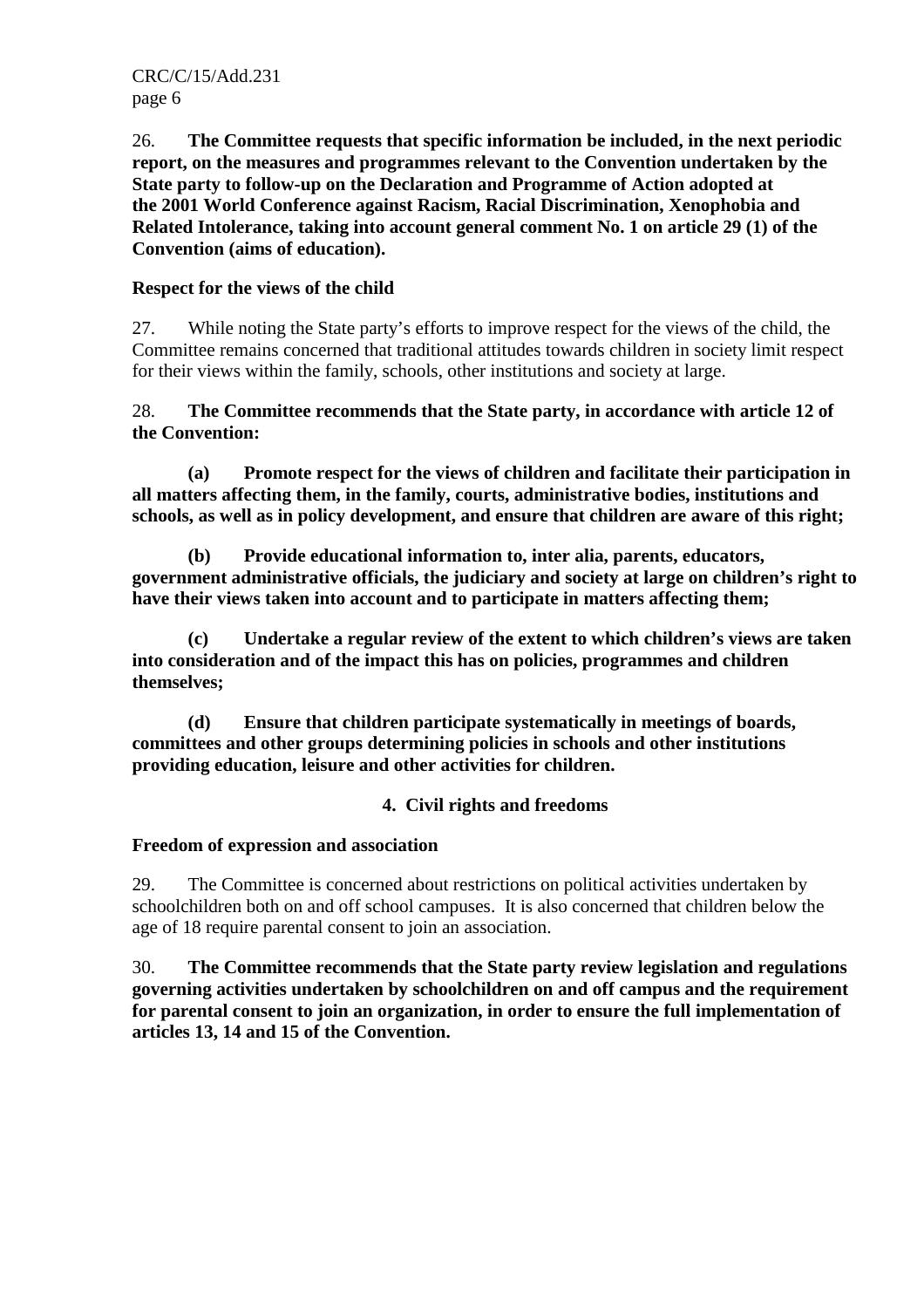26. **The Committee requests that specific information be included, in the next periodic report, on the measures and programmes relevant to the Convention undertaken by the State party to follow-up on the Declaration and Programme of Action adopted at the 2001 World Conference against Racism, Racial Discrimination, Xenophobia and Related Intolerance, taking into account general comment No. 1 on article 29 (1) of the Convention (aims of education).**

**Respect for the views of the child**

27. While noting the State party's efforts to improve respect for the views of the child, the Committee remains concerned that traditional attitudes towards children in society limit respect for their views within the family, schools, other institutions and society at large.

28. **The Committee recommends that the State party, in accordance with article 12 of the Convention:**

**(a) Promote respect for the views of children and facilitate their participation in all matters affecting them, in the family, courts, administrative bodies, institutions and schools, as well as in policy development, and ensure that children are aware of this right;**

**(b) Provide educational information to, inter alia, parents, educators, government administrative officials, the judiciary and society at large on children's right to have their views taken into account and to participate in matters affecting them;**

**(c) Undertake a regular review of the extent to which children's views are taken into consideration and of the impact this has on policies, programmes and children themselves;**

**(d) Ensure that children participate systematically in meetings of boards, committees and other groups determining policies in schools and other institutions providing education, leisure and other activities for children.**

## 4. Civil rights and freedoms

**Freedom of expression and association**

29. The Committee is concerned about restrictions on political activities undertaken by schoolchildren both on and off school campuses. It is also concerned that children below the age of 18 require parental consent to join an association.

30. **The Committee recommends that the State party review legislation and regulations governing activities undertaken by schoolchildren on and off campus and the requirement for parental consent to join an organization, in order to ensure the full implementation of articles 13, 14 and 15 of the Convention.**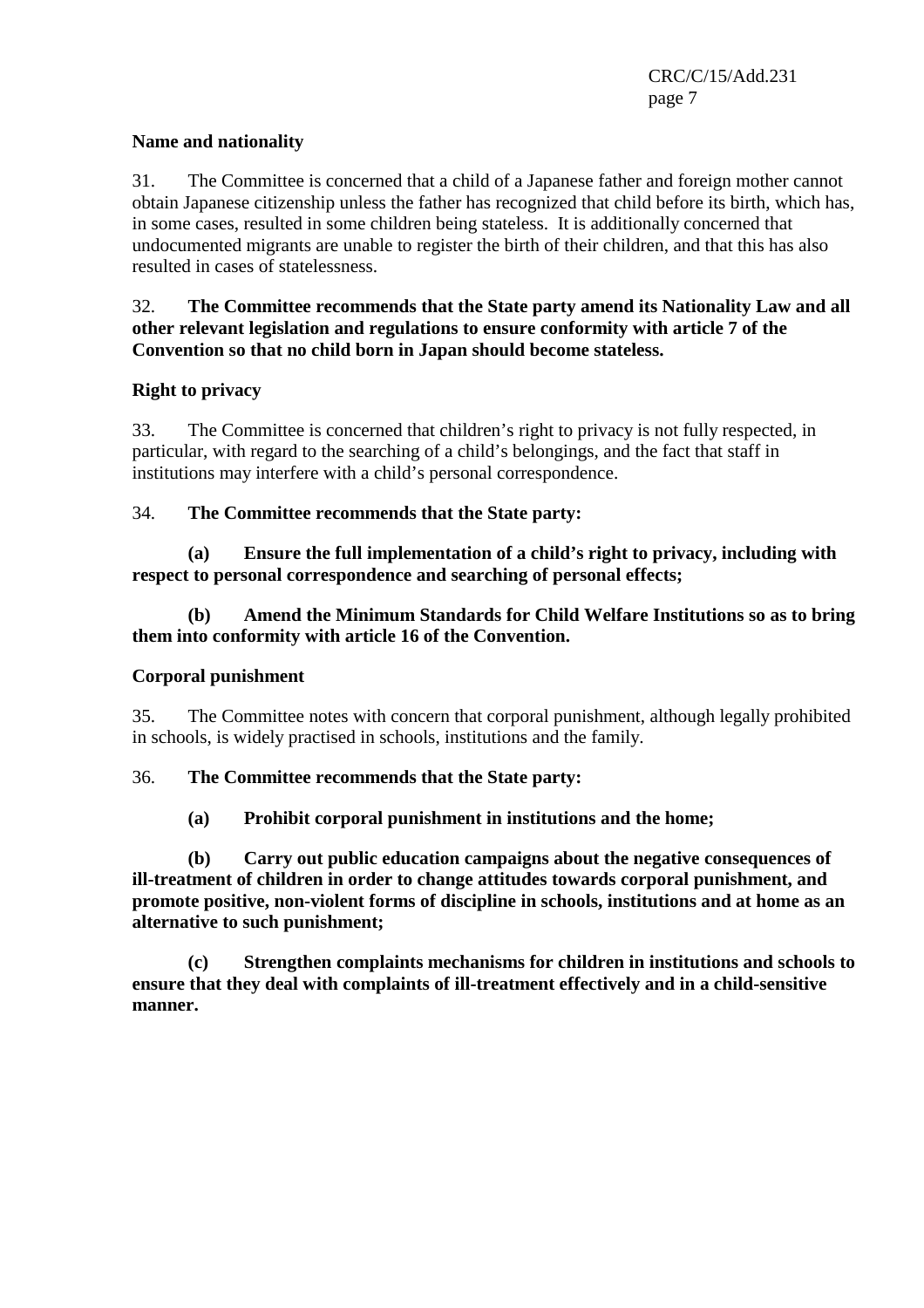### Name and nationality

31. The Committee is concerned that a child of a Japanese father and foreign mother cannot obtain Japanese citizenship unless the father has recognized that child before its birth, which has, in some cases, resulted in some children being stateless. It is additionally concerned that undocumented migrants are unable to register the birth of their children, and that this has also resulted in cases of statelessness.

32. **The Committee recommends that the State party amend its Nationality Law and all other relevant legislation and regulations to ensure conformity with article 7 of the Convention so that no child born in Japan should become stateless.**

### Right to privacy

33. The Committee is concerned that children's right to privacy is not fully respected, in particular, with regard to the searching of a child's belongings, and the fact that staff in institutions may interfere with a child's personal correspondence.

34. **The Committee recommends that the State party:**

**(a) Ensure the full implementation of a child's right to privacy, including with respect to personal correspondence and searching of personal effects;**

**(b) Amend the Minimum Standards for Child Welfare Institutions so as to bring them into conformity with article 16 of the Convention.**

### Corporal punishment

35. The Committee notes with concern that corporal punishment, although legally prohibited in schools, is widely practised in schools, institutions and the family.

36. **The Committee recommends that the State party:**

**(a) Prohibit corporal punishment in institutions and the home;**

**(b) Carry out public education campaigns about the negative consequences of ill-treatment of children in order to change attitudes towards corporal punishment, and promote positive, non-violent forms of discipline in schools, institutions and at home as an alternative to such punishment;**

**(c) Strengthen complaints mechanisms for children in institutions and schools to ensure that they deal with complaints of ill-treatment effectively and in a child-sensitive manner.**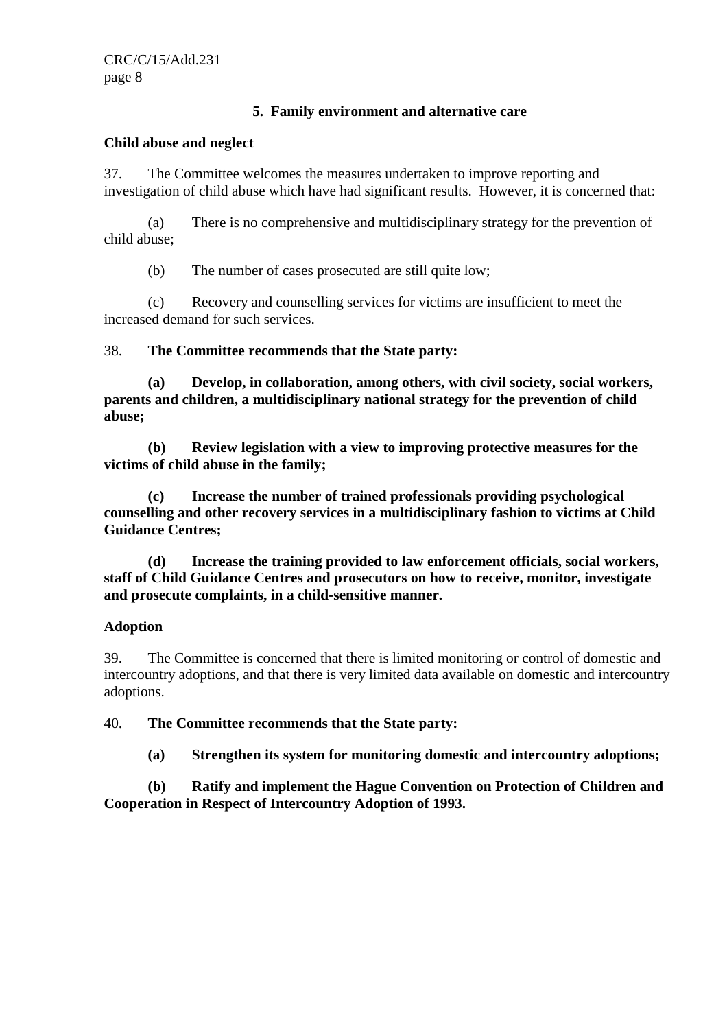### 5. Family environment and alternative care

**Child abuse and neglect**

37. The Committee welcomes the measures undertaken to improve reporting and investigation of child abuse which have had significant results. However, it is concerned that:

(a) There is no comprehensive and multidisciplinary strategy for the prevention of child abuse;

(b) The number of cases prosecuted are still quite low;

(c) Recovery and counselling services for victims are insufficient to meet the increased demand for such services.

38. **The Committee recommends that the State party:**

**(a) Develop, in collaboration, among others, with civil society, social workers, parents and children, a multidisciplinary national strategy for the prevention of child abuse;**

**(b) Review legislation with a view to improving protective measures for the victims of child abuse in the family;**

**(c) Increase the number of trained professionals providing psychological counselling and other recovery services in a multidisciplinary fashion to victims at Child Guidance Centres;**

**(d) Increase the training provided to law enforcement officials, social workers, staff of Child Guidance Centres and prosecutors on how to receive, monitor, investigate and prosecute complaints, in a child-sensitive manner.**

**Adoption**

39. The Committee is concerned that there is limited monitoring or control of domestic and intercountry adoptions, and that there is very limited data available on domestic and intercountry adoptions.

40. **The Committee recommends that the State party:**

**(a) Strengthen its system for monitoring domestic and intercountry adoptions;**

**(b) Ratify and implement the Hague Convention on Protection of Children and Cooperation in Respect of Intercountry Adoption of 1993.**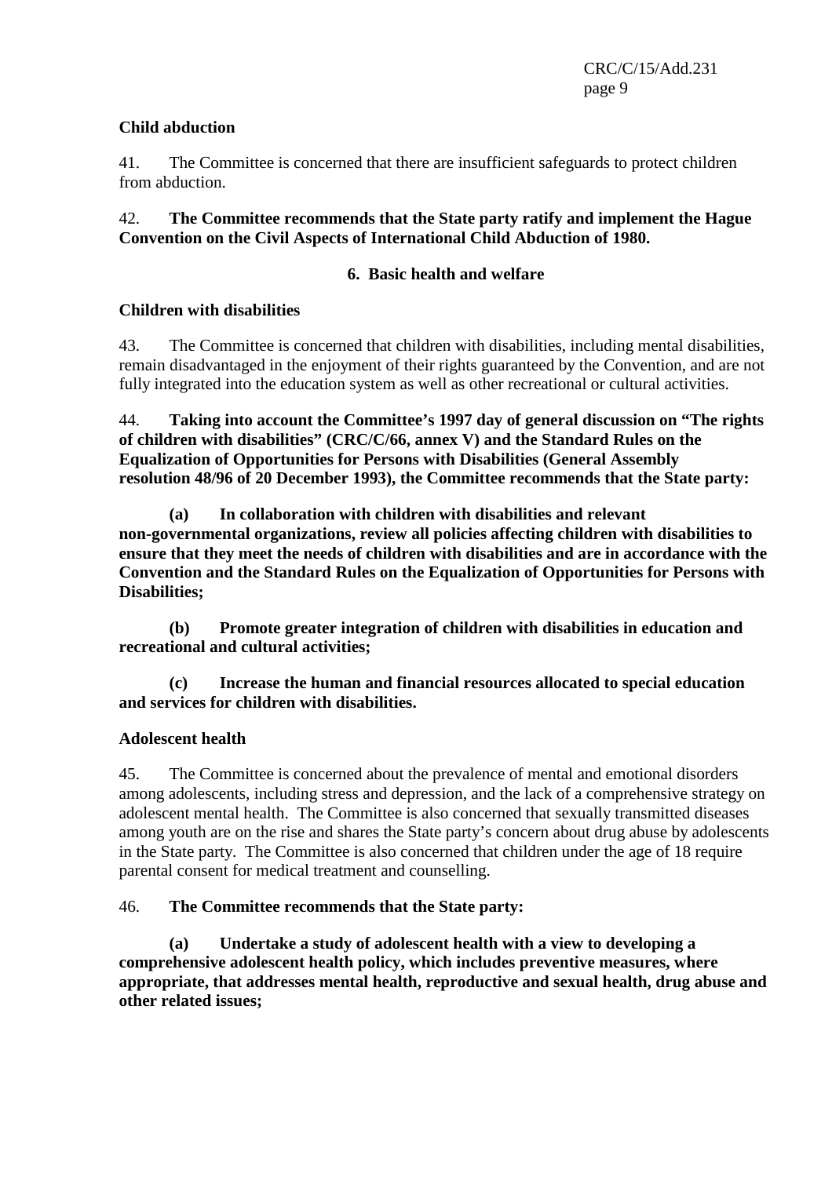**Child abduction**

41. The Committee is concerned that there are insufficient safeguards to protect children from abduction.

42. **The Committee recommends that the State party ratify and implement the Hague Convention on the Civil Aspects of International Child Abduction of 1980.**

### 6. Basic health and welfare

**Children with disabilities**

43. The Committee is concerned that children with disabilities, including mental disabilities, remain disadvantaged in the enjoyment of their rights guaranteed by the Convention, and are not fully integrated into the education system as well as other recreational or cultural activities.

44. **Taking into account the Committee's 1997 day of general discussion on "The rights of children with disabilities" (CRC/C/66, annex V) and the Standard Rules on the Equalization of Opportunities for Persons with Disabilities (General Assembly resolution 48/96 of 20 December 1993), the Committee recommends that the State party:**

**(a) In collaboration with children with disabilities and relevant non-governmental organizations, review all policies affecting children with disabilities to ensure that they meet the needs of children with disabilities and are in accordance with the Convention and the Standard Rules on the Equalization of Opportunities for Persons with Disabilities;**

**(b) Promote greater integration of children with disabilities in education and recreational and cultural activities;**

**(c) Increase the human and financial resources allocated to special education and services for children with disabilities.**

**Adolescent health**

45. The Committee is concerned about the prevalence of mental and emotional disorders among adolescents, including stress and depression, and the lack of a comprehensive strategy on adolescent mental health. The Committee is also concerned that sexually transmitted diseases among youth are on the rise and shares the State party's concern about drug abuse by adolescents in the State party. The Committee is also concerned that children under the age of 18 require parental consent for medical treatment and counselling.

46. **The Committee recommends that the State party:**

**(a) Undertake a study of adolescent health with a view to developing a comprehensive adolescent health policy, which includes preventive measures, where appropriate, that addresses mental health, reproductive and sexual health, drug abuse and other related issues;**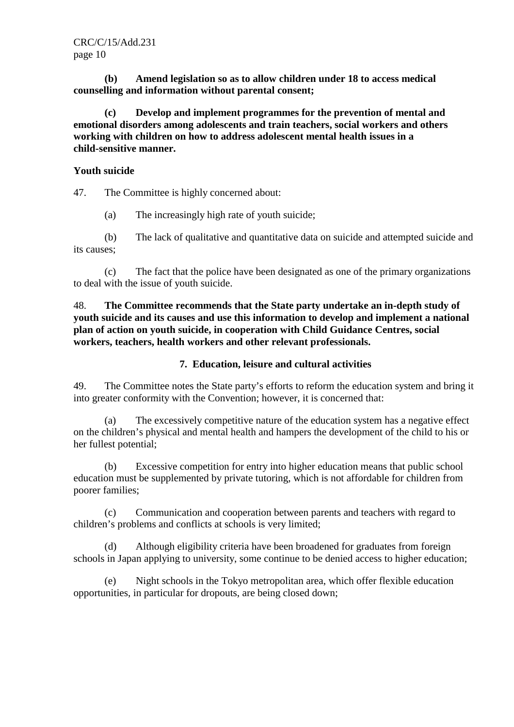**(b) Amend legislation so as to allow children under 18 to access medical counselling and information without parental consent;**

**(c) Develop and implement programmes for the prevention of mental and emotional disorders among adolescents and train teachers, social workers and others working with children on how to address adolescent mental health issues in a child-sensitive manner.**

**Youth suicide**

47. The Committee is highly concerned about:

(a) The increasingly high rate of youth suicide;

(b) The lack of qualitative and quantitative data on suicide and attempted suicide and its causes;

(c) The fact that the police have been designated as one of the primary organizations to deal with the issue of youth suicide.

48. **The Committee recommends that the State party undertake an in-depth study of youth suicide and its causes and use this information to develop and implement a national plan of action on youth suicide, in cooperation with Child Guidance Centres, social workers, teachers, health workers and other relevant professionals.**

### 7. Education, leisure and cultural activities

49. The Committee notes the State party's efforts to reform the education system and bring it into greater conformity with the Convention; however, it is concerned that:

(a) The excessively competitive nature of the education system has a negative effect on the children's physical and mental health and hampers the development of the child to his or her fullest potential;

(b) Excessive competition for entry into higher education means that public school education must be supplemented by private tutoring, which is not affordable for children from poorer families;

(c) Communication and cooperation between parents and teachers with regard to children's problems and conflicts at schools is very limited;

(d) Although eligibility criteria have been broadened for graduates from foreign schools in Japan applying to university, some continue to be denied access to higher education;

(e) Night schools in the Tokyo metropolitan area, which offer flexible education opportunities, in particular for dropouts, are being closed down;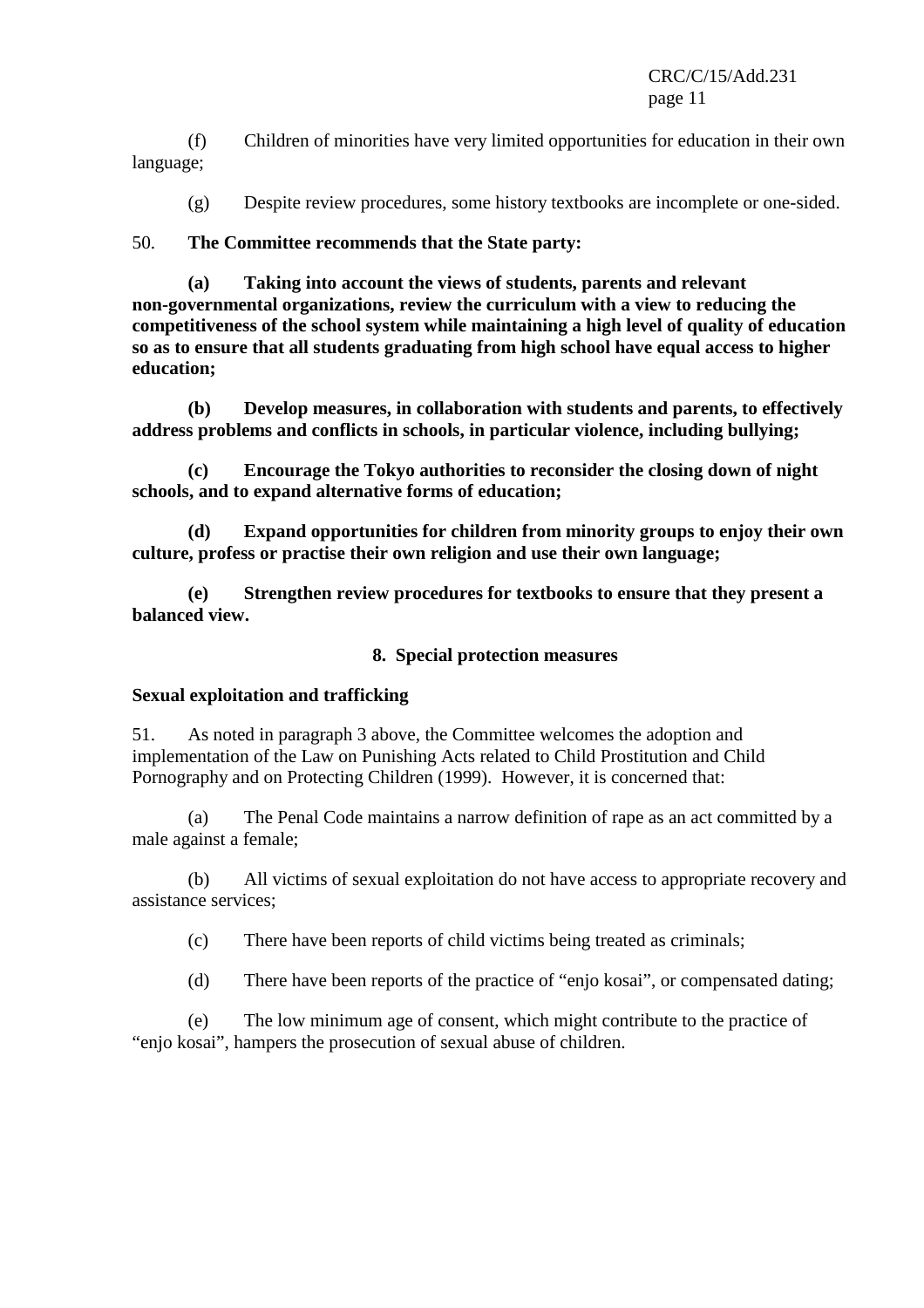(f) Children of minorities have very limited opportunities for education in their own language;

(g) Despite review procedures, some history textbooks are incomplete or one-sided.

50. **The Committee recommends that the State party:**

**(a) Taking into account the views of students, parents and relevant non-governmental organizations, review the curriculum with a view to reducing the competitiveness of the school system while maintaining a high level of quality of education so as to ensure that all students graduating from high school have equal access to higher education;**

**(b) Develop measures, in collaboration with students and parents, to effectively address problems and conflicts in schools, in particular violence, including bullying;**

**(c) Encourage the Tokyo authorities to reconsider the closing down of night schools, and to expand alternative forms of education;**

**(d) Expand opportunities for children from minority groups to enjoy their own culture, profess or practise their own religion and use their own language;**

**(e) Strengthen review procedures for textbooks to ensure that they present a balanced view.**

## 8. Special protection measures

### Sexual exploitation and trafficking

51. As noted in paragraph 3 above, the Committee welcomes the adoption and implementation of the Law on Punishing Acts related to Child Prostitution and Child Pornography and on Protecting Children (1999). However, it is concerned that:

(a) The Penal Code maintains a narrow definition of rape as an act committed by a male against a female;

(b) All victims of sexual exploitation do not have access to appropriate recovery and assistance services;

(c) There have been reports of child victims being treated as criminals;

(d) There have been reports of the practice of “enjo kosai”, or compensated dating;

(e) The low minimum age of consent, which might contribute to the practice of “enjo kosai”, hampers the prosecution of sexual abuse of children.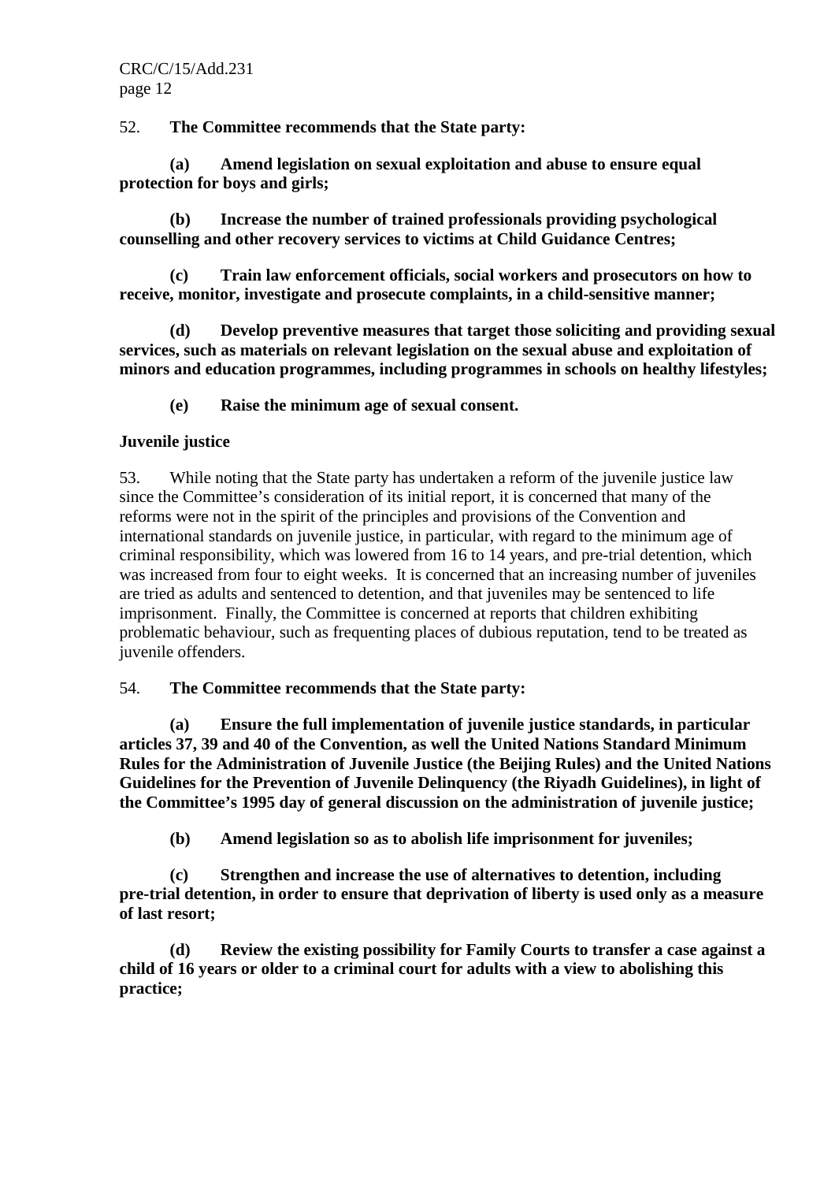52. **The Committee recommends that the State party:**

**(a) Amend legislation on sexual exploitation and abuse to ensure equal protection for boys and girls;**

**(b) Increase the number of trained professionals providing psychological counselling and other recovery services to victims at Child Guidance Centres;**

**(c) Train law enforcement officials, social workers and prosecutors on how to receive, monitor, investigate and prosecute complaints, in a child-sensitive manner;**

**(d) Develop preventive measures that target those soliciting and providing sexual services, such as materials on relevant legislation on the sexual abuse and exploitation of minors and education programmes, including programmes in schools on healthy lifestyles;**

**(e) Raise the minimum age of sexual consent.**

**Juvenile justice**

53. While noting that the State party has undertaken a reform of the juvenile justice law since the Committee's consideration of its initial report, it is concerned that many of the reforms were not in the spirit of the principles and provisions of the Convention and international standards on juvenile justice, in particular, with regard to the minimum age of criminal responsibility, which was lowered from 16 to 14 years, and pre-trial detention, which was increased from four to eight weeks. It is concerned that an increasing number of juveniles are tried as adults and sentenced to detention, and that juveniles may be sentenced to life imprisonment. Finally, the Committee is concerned at reports that children exhibiting problematic behaviour, such as frequenting places of dubious reputation, tend to be treated as juvenile offenders.

54. **The Committee recommends that the State party:**

**(a) Ensure the full implementation of juvenile justice standards, in particular articles 37, 39 and 40 of the Convention, as well the United Nations Standard Minimum Rules for the Administration of Juvenile Justice (the Beijing Rules) and the United Nations Guidelines for the Prevention of Juvenile Delinquency (the Riyadh Guidelines), in light of the Committee's 1995 day of general discussion on the administration of juvenile justice;**

**(b) Amend legislation so as to abolish life imprisonment for juveniles;**

**(c) Strengthen and increase the use of alternatives to detention, including pre-trial detention, in order to ensure that deprivation of liberty is used only as a measure of last resort;**

**(d) Review the existing possibility for Family Courts to transfer a case against a child of 16 years or older to a criminal court for adults with a view to abolishing this practice;**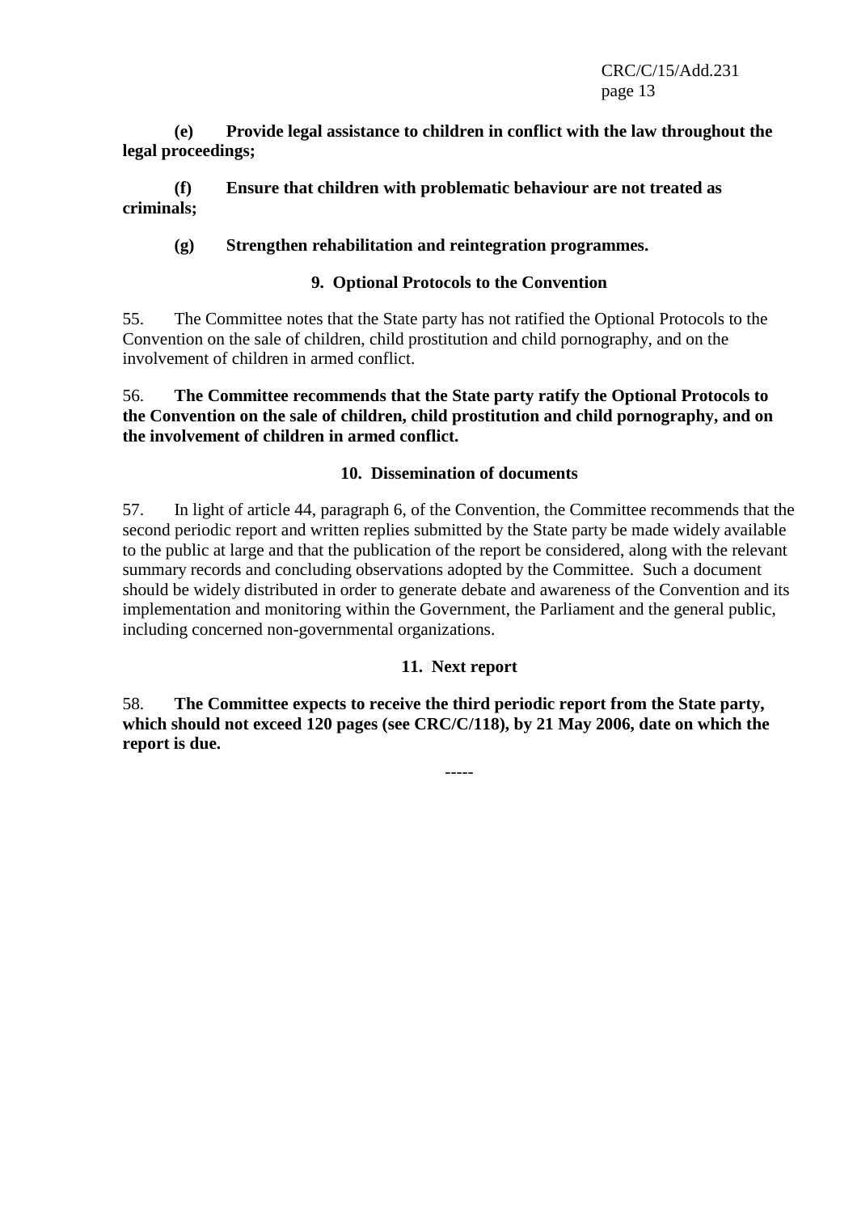**(e) Provide legal assistance to children in conflict with the law throughout the legal proceedings;**

**(f) Ensure that children with problematic behaviour are not treated as criminals;**

**(g) Strengthen rehabilitation and reintegration programmes.**

### 9. Optional Protocols to the Convention

55. The Committee notes that the State party has not ratified the Optional Protocols to the Convention on the sale of children, child prostitution and child pornography, and on the involvement of children in armed conflict.

56. **The Committee recommends that the State party ratify the Optional Protocols to the Convention on the sale of children, child prostitution and child pornography, and on the involvement of children in armed conflict.**

### 10. Dissemination of documents

57. In light of article 44, paragraph 6, of the Convention, the Committee recommends that the second periodic report and written replies submitted by the State party be made widely available to the public at large and that the publication of the report be considered, along with the relevant summary records and concluding observations adopted by the Committee. Such a document should be widely distributed in order to generate debate and awareness of the Convention and its implementation and monitoring within the Government, the Parliament and the general public, including concerned non-governmental organizations.

### 11. Next report

58. **The Committee expects to receive the third periodic report from the State party, which should not exceed 120 pages (see CRC/C/118), by 21 May 2006, date on which the report is due.**

-----